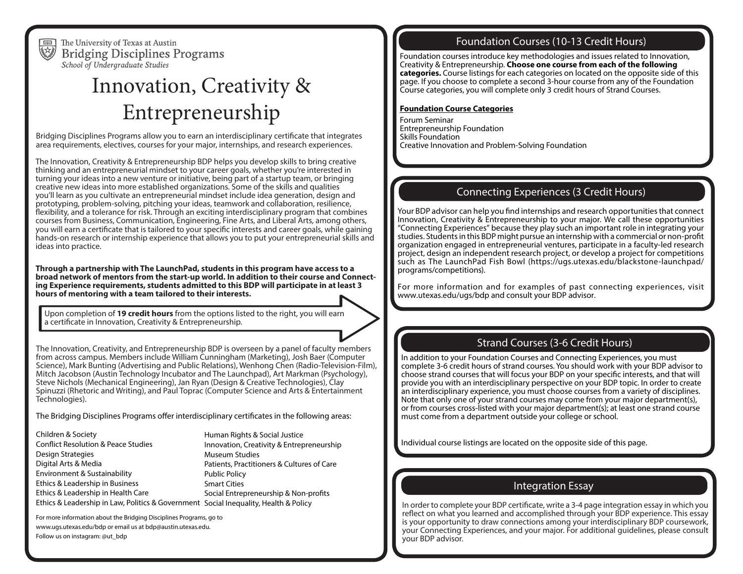The University of Texas at Austin
Bridging Disciplines Programs
*School of Undergraduate Studies*

# Innovation, Creativity & Entrepreneurship

Bridging Disciplines Programs allow you to earn an interdisciplinary certificate that integrates area requirements, electives, courses for your major, internships, and research experiences.

The Innovation, Creativity & Entrepreneurship BDP helps you develop skills to bring creative thinking and an entrepreneurial mindset to your career goals, whether you're interested in turning your ideas into a new venture or initiative, being part of a startup team, or bringing creative new ideas into more established organizations. Some of the skills and qualities you'll learn as you cultivate an entrepreneurial mindset include idea generation, design and prototyping, problem-solving, pitching your ideas, teamwork and collaboration, resilience, flexibility, and a tolerance for risk. Through an exciting interdisciplinary program that combines courses from Business, Communication, Engineering, Fine Arts, and Liberal Arts, among others, you will earn a certificate that is tailored to your specific interests and career goals, while gaining hands-on research or internship experience that allows you to put your entrepreneurial skills and ideas into practice.

**Through a partnership with The LaunchPad, students in this program have access to a broad network of mentors from the start-up world. In addition to their course and Connecting Experience requirements, students admitted to this BDP will participate in at least 3 hours of mentoring with a team tailored to their interests.**

Upon completion of **19 credit hours** from the options listed to the right, you will earn a certificate in Innovation, Creativity & Entrepreneurship.

The Innovation, Creativity, and Entrepreneurship BDP is overseen by a panel of faculty members from across campus. Members include William Cunningham (Marketing), Josh Baer (Computer Science), Mark Bunting (Advertising and Public Relations), Wenhong Chen (Radio-Television-Film), Mitch Jacobson (Austin Technology Incubator and The Launchpad), Art Markman (Psychology), Steve Nichols (Mechanical Engineering), Jan Ryan (Design & Creative Technologies), Clay Spinuzzi (Rhetoric and Writing), and Paul Toprac (Computer Science and Arts & Entertainment Technologies).

The Bridging Disciplines Programs offer interdisciplinary certificates in the following areas:

- Children & Society
- Conflict Resolution & Peace Studies
- Design Strategies
- Digital Arts & Media
- Environment & Sustainability
- Ethics & Leadership in Business
- Ethics & Leadership in Health Care
- Ethics & Leadership in Law, Politics & Government
- Human Rights & Social Justice
- Innovation, Creativity & Entrepreneurship
- Museum Studies
- Patients, Practitioners & Cultures of Care
- Public Policy
- Smart Cities
- Social Entrepreneurship & Non-profits
- Social Inequality, Health & Policy

For more information about the Bridging Disciplines Programs, go to www.ugs.utexas.edu/bdp or email us at bdp@austin.utexas.edu.
Follow us on instagram: @ut_bdp

## Foundation Courses (10-13 Credit Hours)

Foundation courses introduce key methodologies and issues related to Innovation, Creativity & Entrepreneurship. **Choose one course from each of the following categories.** Course listings for each categories on located on the opposite side of this page. If you choose to complete a second 3-hour course from any of the Foundation Course categories, you will complete only 3 credit hours of Strand Courses.

**Foundation Course Categories**

Forum Seminar
Entrepreneurship Foundation
Skills Foundation
Creative Innovation and Problem-Solving Foundation

## Connecting Experiences (3 Credit Hours)

Your BDP advisor can help you find internships and research opportunities that connect Innovation, Creativity & Entrepreneurship to your major. We call these opportunities "Connecting Experiences" because they play such an important role in integrating your studies. Students in this BDP might pursue an internship with a commercial or non-profit organization engaged in entrepreneurial ventures, participate in a faculty-led research project, design an independent research project, or develop a project for competitions such as The LaunchPad Fish Bowl (https://ugs.utexas.edu/blackstone-launchpad/programs/competitions).

For more information and for examples of past connecting experiences, visit www.utexas.edu/ugs/bdp and consult your BDP advisor.

## Strand Courses (3-6 Credit Hours)

In addition to your Foundation Courses and Connecting Experiences, you must complete 3-6 credit hours of strand courses. You should work with your BDP advisor to choose strand courses that will focus your BDP on your specific interests, and that will provide you with an interdisciplinary perspective on your BDP topic. In order to create an interdisciplinary experience, you must choose courses from a variety of disciplines. Note that only one of your strand courses may come from your major department(s), or from courses cross-listed with your major department(s); at least one strand course must come from a department outside your college or school.

Individual course listings are located on the opposite side of this page.

## Integration Essay

In order to complete your BDP certificate, write a 3-4 page integration essay in which you reflect on what you learned and accomplished through your BDP experience. This essay is your opportunity to draw connections among your interdisciplinary BDP coursework, your Connecting Experiences, and your major. For additional guidelines, please consult your BDP advisor.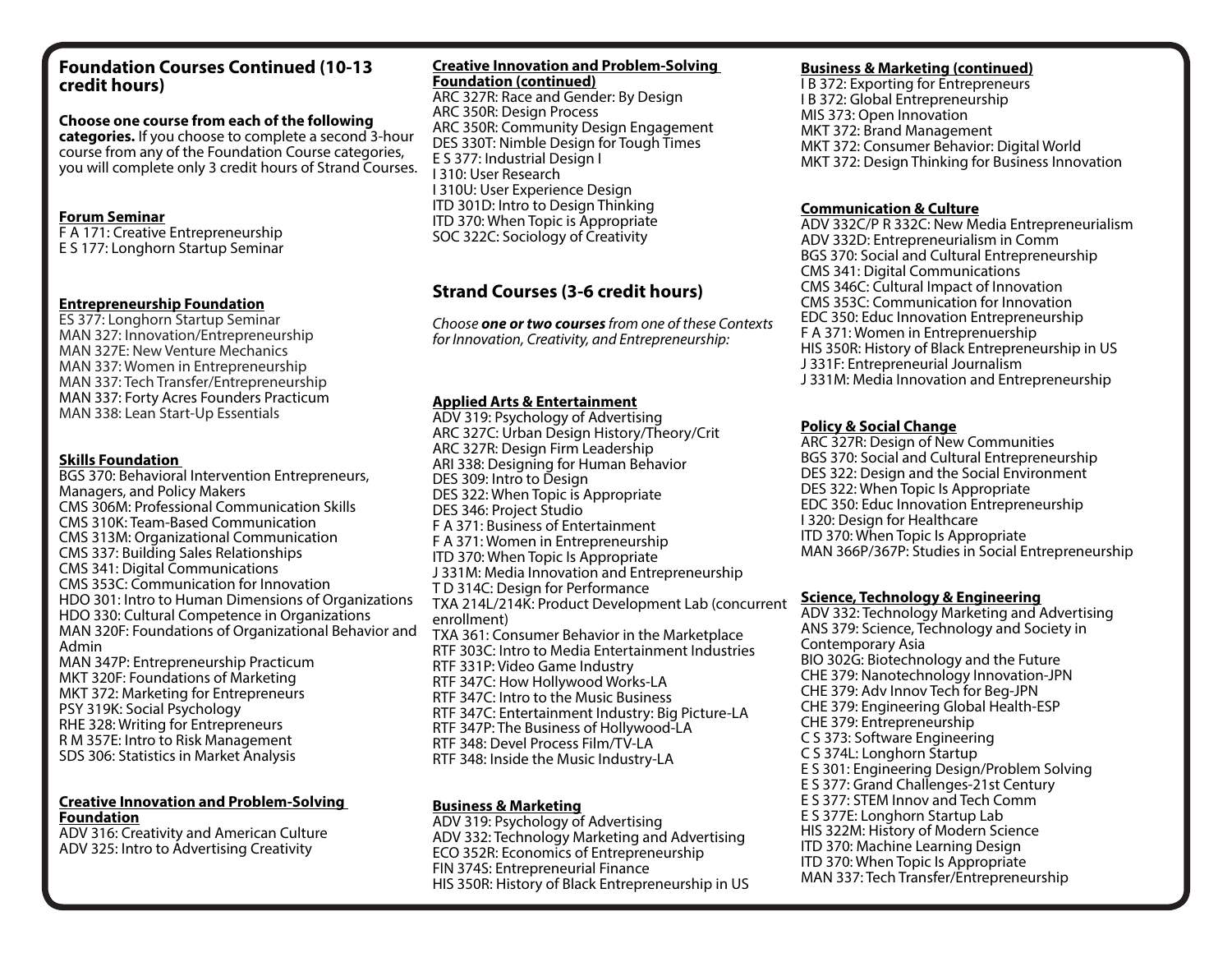## Foundation Courses Continued (10-13 credit hours)

**Choose one course from each of the following categories.** If you choose to complete a second 3-hour course from any of the Foundation Course categories, you will complete only 3 credit hours of Strand Courses.

**Forum Seminar**

F A 171: Creative Entrepreneurship
E S 177: Longhorn Startup Seminar

**Entrepreneurship Foundation**

ES 377: Longhorn Startup Seminar
MAN 327: Innovation/Entrepreneurship
MAN 327E: New Venture Mechanics
MAN 337: Women in Entrepreneurship
MAN 337: Tech Transfer/Entrepreneurship
MAN 337: Forty Acres Founders Practicum
MAN 338: Lean Start-Up Essentials

**Skills Foundation**

BGS 370: Behavioral Intervention Entrepreneurs, Managers, and Policy Makers
CMS 306M: Professional Communication Skills
CMS 310K: Team-Based Communication
CMS 313M: Organizational Communication
CMS 337: Building Sales Relationships
CMS 341: Digital Communications
CMS 353C: Communication for Innovation
HDO 301: Intro to Human Dimensions of Organizations
HDO 330: Cultural Competence in Organizations
MAN 320F: Foundations of Organizational Behavior and Admin
MAN 347P: Entrepreneurship Practicum
MKT 320F: Foundations of Marketing
MKT 372: Marketing for Entrepreneurs
PSY 319K: Social Psychology
RHE 328: Writing for Entrepreneurs
R M 357E: Intro to Risk Management
SDS 306: Statistics in Market Analysis

**Creative Innovation and Problem-Solving Foundation**

ADV 316: Creativity and American Culture
ADV 325: Intro to Advertising Creativity

**Creative Innovation and Problem-Solving Foundation (continued)**

ARC 327R: Race and Gender: By Design
ARC 350R: Design Process
ARC 350R: Community Design Engagement
DES 330T: Nimble Design for Tough Times
E S 377: Industrial Design I
I 310: User Research
I 310U: User Experience Design
ITD 301D: Intro to Design Thinking
ITD 370: When Topic is Appropriate
SOC 322C: Sociology of Creativity

## Strand Courses (3-6 credit hours)

*Choose **one or two courses** from one of these Contexts for Innovation, Creativity, and Entrepreneurship:*

**Applied Arts & Entertainment**

ADV 319: Psychology of Advertising
ARC 327C: Urban Design History/Theory/Crit
ARC 327R: Design Firm Leadership
ARI 338: Designing for Human Behavior
DES 309: Intro to Design
DES 322: When Topic is Appropriate
DES 346: Project Studio
F A 371: Business of Entertainment
F A 371: Women in Entrepreneurship
ITD 370: When Topic Is Appropriate
J 331M: Media Innovation and Entrepreneurship
T D 314C: Design for Performance
TXA 214L/214K: Product Development Lab (concurrent enrollment)
TXA 361: Consumer Behavior in the Marketplace
RTF 303C: Intro to Media Entertainment Industries
RTF 331P: Video Game Industry
RTF 347C: How Hollywood Works-LA
RTF 347C: Intro to the Music Business
RTF 347C: Entertainment Industry: Big Picture-LA
RTF 347P: The Business of Hollywood-LA
RTF 348: Devel Process Film/TV-LA
RTF 348: Inside the Music Industry-LA

**Business & Marketing**

ADV 319: Psychology of Advertising
ADV 332: Technology Marketing and Advertising
ECO 352R: Economics of Entrepreneurship
FIN 374S: Entrepreneurial Finance
HIS 350R: History of Black Entrepreneurship in US

**Business & Marketing (continued)**

I B 372: Exporting for Entrepreneurs
I B 372: Global Entrepreneurship
MIS 373: Open Innovation
MKT 372: Brand Management
MKT 372: Consumer Behavior: Digital World
MKT 372: Design Thinking for Business Innovation

**Communication & Culture**

ADV 332C/P R 332C: New Media Entrepreneurialism
ADV 332D: Entrepreneurialism in Comm
BGS 370: Social and Cultural Entrepreneurship
CMS 341: Digital Communications
CMS 346C: Cultural Impact of Innovation
CMS 353C: Communication for Innovation
EDC 350: Educ Innovation Entrepreneurship
F A 371: Women in Entreprenuership
HIS 350R: History of Black Entrepreneurship in US
J 331F: Entrepreneurial Journalism
J 331M: Media Innovation and Entrepreneurship

**Policy & Social Change**

ARC 327R: Design of New Communities
BGS 370: Social and Cultural Entrepreneurship
DES 322: Design and the Social Environment
DES 322: When Topic Is Appropriate
EDC 350: Educ Innovation Entrepreneurship
I 320: Design for Healthcare
ITD 370: When Topic Is Appropriate
MAN 366P/367P: Studies in Social Entrepreneurship

**Science, Technology & Engineering**

ADV 332: Technology Marketing and Advertising
ANS 379: Science, Technology and Society in Contemporary Asia
BIO 302G: Biotechnology and the Future
CHE 379: Nanotechnology Innovation-JPN
CHE 379: Adv Innov Tech for Beg-JPN
CHE 379: Engineering Global Health-ESP
CHE 379: Entrepreneurship
C S 373: Software Engineering
C S 374L: Longhorn Startup
E S 301: Engineering Design/Problem Solving
E S 377: Grand Challenges-21st Century
E S 377: STEM Innov and Tech Comm
E S 377E: Longhorn Startup Lab
HIS 322M: History of Modern Science
ITD 370: Machine Learning Design
ITD 370: When Topic Is Appropriate
MAN 337: Tech Transfer/Entrepreneurship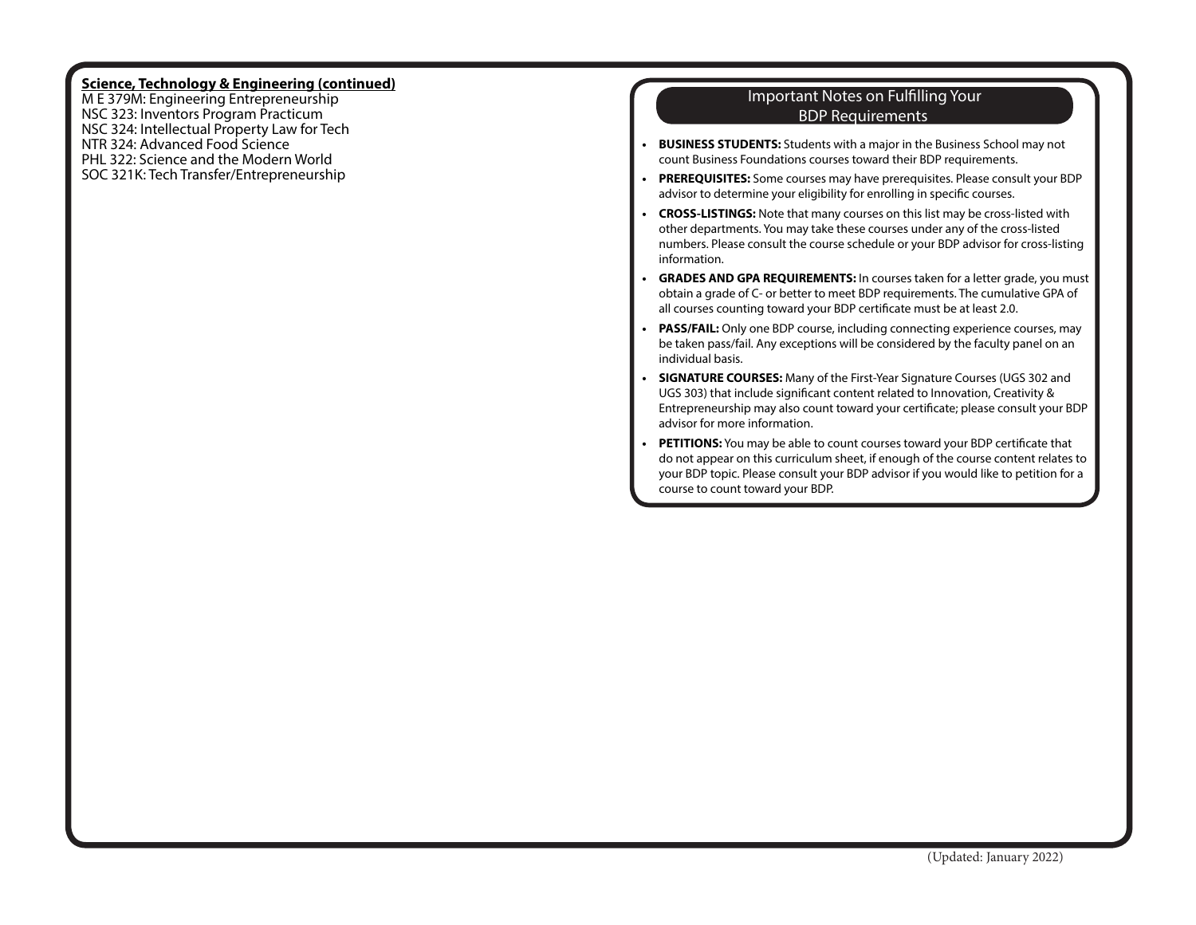**Science, Technology & Engineering (continued)**

M E 379M: Engineering Entrepreneurship
NSC 323: Inventors Program Practicum
NSC 324: Intellectual Property Law for Tech
NTR 324: Advanced Food Science
PHL 322: Science and the Modern World
SOC 321K: Tech Transfer/Entrepreneurship

## Important Notes on Fulfilling Your BDP Requirements

- **BUSINESS STUDENTS:** Students with a major in the Business School may not count Business Foundations courses toward their BDP requirements.
- **PREREQUISITES:** Some courses may have prerequisites. Please consult your BDP advisor to determine your eligibility for enrolling in specific courses.
- **CROSS-LISTINGS:** Note that many courses on this list may be cross-listed with other departments. You may take these courses under any of the cross-listed numbers. Please consult the course schedule or your BDP advisor for cross-listing information.
- **GRADES AND GPA REQUIREMENTS:** In courses taken for a letter grade, you must obtain a grade of C- or better to meet BDP requirements. The cumulative GPA of all courses counting toward your BDP certificate must be at least 2.0.
- **PASS/FAIL:** Only one BDP course, including connecting experience courses, may be taken pass/fail. Any exceptions will be considered by the faculty panel on an individual basis.
- **SIGNATURE COURSES:** Many of the First-Year Signature Courses (UGS 302 and UGS 303) that include significant content related to Innovation, Creativity & Entrepreneurship may also count toward your certificate; please consult your BDP advisor for more information.
- **PETITIONS:** You may be able to count courses toward your BDP certificate that do not appear on this curriculum sheet, if enough of the course content relates to your BDP topic. Please consult your BDP advisor if you would like to petition for a course to count toward your BDP.

(Updated: January 2022)